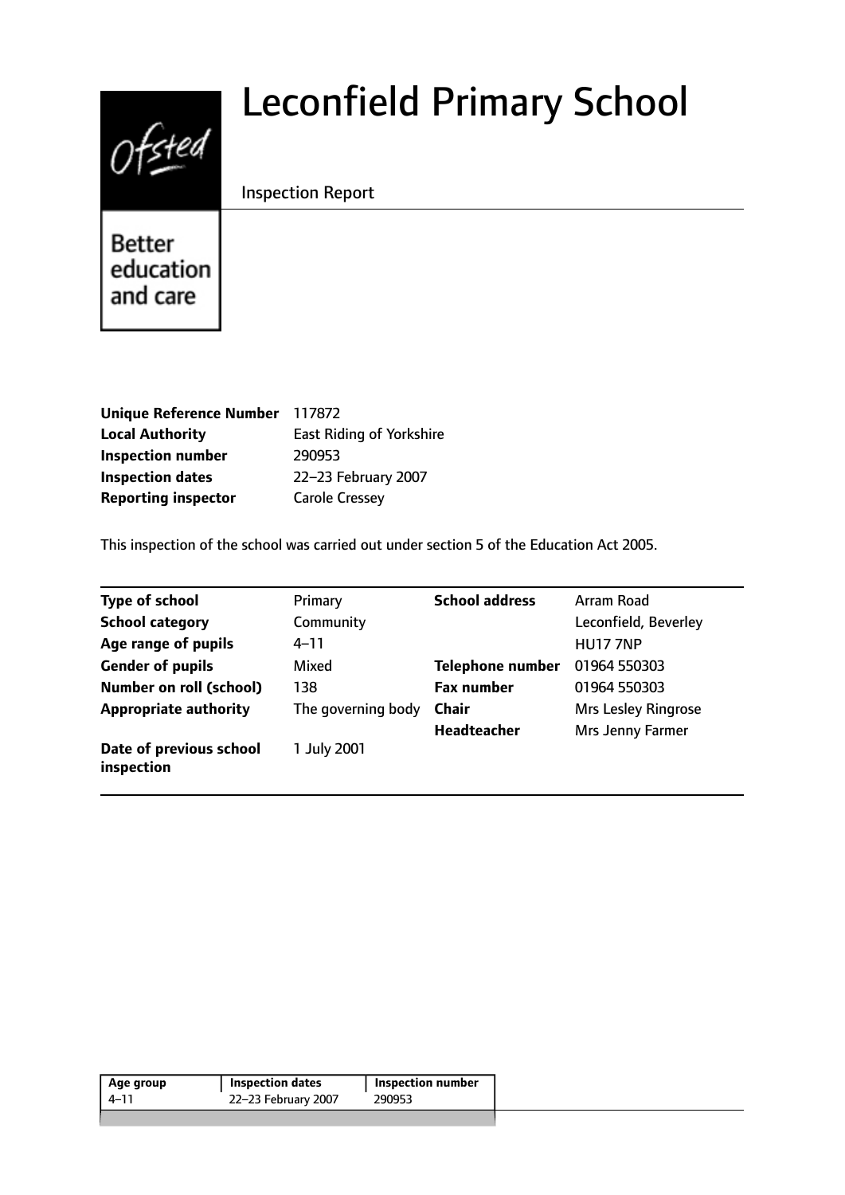# Leconfield Primary School

Inspection Report

Better education and care

| | |
|---|---|
| **Unique Reference Number** | 117872 |
| **Local Authority** | East Riding of Yorkshire |
| **Inspection number** | 290953 |
| **Inspection dates** | 22–23 February 2007 |
| **Reporting inspector** | Carole Cressey |

This inspection of the school was carried out under section 5 of the Education Act 2005.

| | | | |
|---|---|---|---|
| **Type of school** | Primary | **School address** | Arram Road |
| **School category** | Community | | Leconfield, Beverley |
| **Age range of pupils** | 4–11 | | HU17 7NP |
| **Gender of pupils** | Mixed | **Telephone number** | 01964 550303 |
| **Number on roll (school)** | 138 | **Fax number** | 01964 550303 |
| **Appropriate authority** | The governing body | **Chair** | Mrs Lesley Ringrose |
| | | **Headteacher** | Mrs Jenny Farmer |
| **Date of previous school inspection** | 1 July 2001 | | |

| Age group | Inspection dates | Inspection number |
|---|---|---|
| 4–11 | 22–23 February 2007 | 290953 |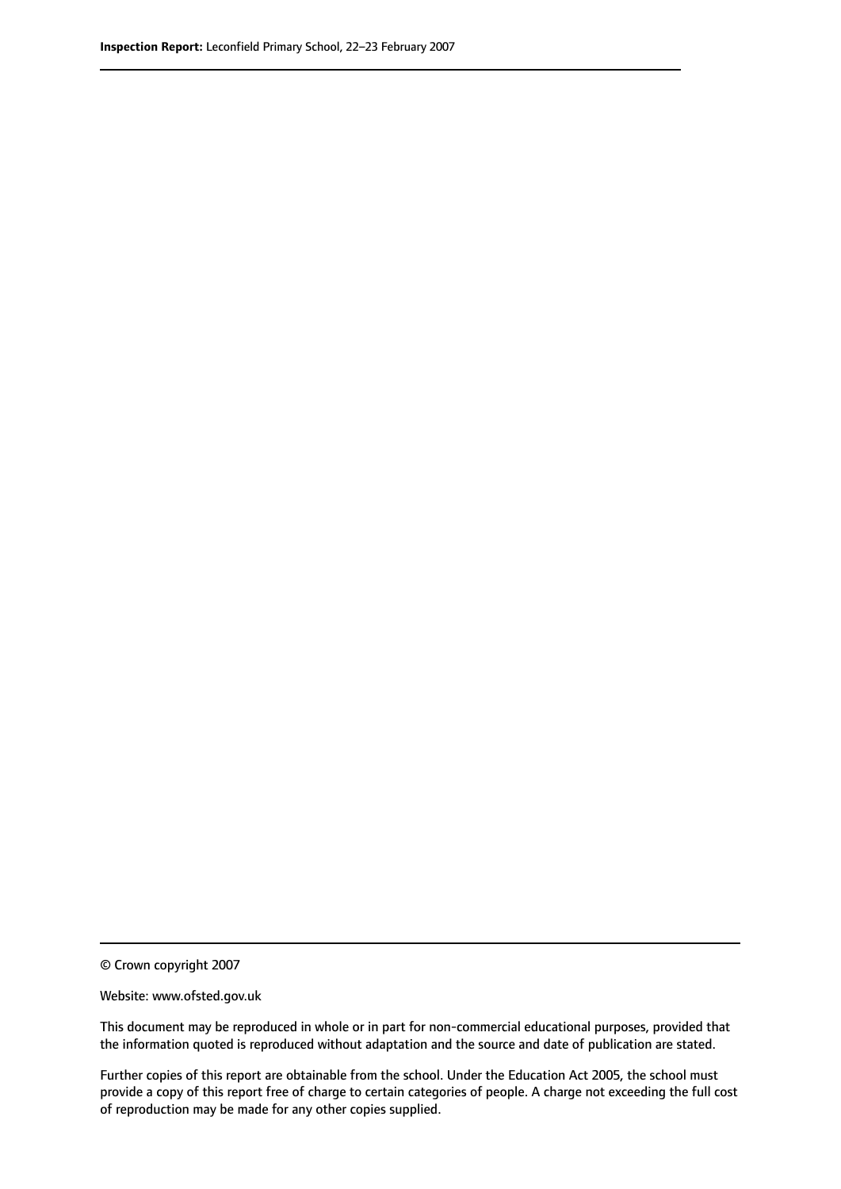© Crown copyright 2007

Website: www.ofsted.gov.uk

This document may be reproduced in whole or in part for non-commercial educational purposes, provided that the information quoted is reproduced without adaptation and the source and date of publication are stated.

Further copies of this report are obtainable from the school. Under the Education Act 2005, the school must provide a copy of this report free of charge to certain categories of people. A charge not exceeding the full cost of reproduction may be made for any other copies supplied.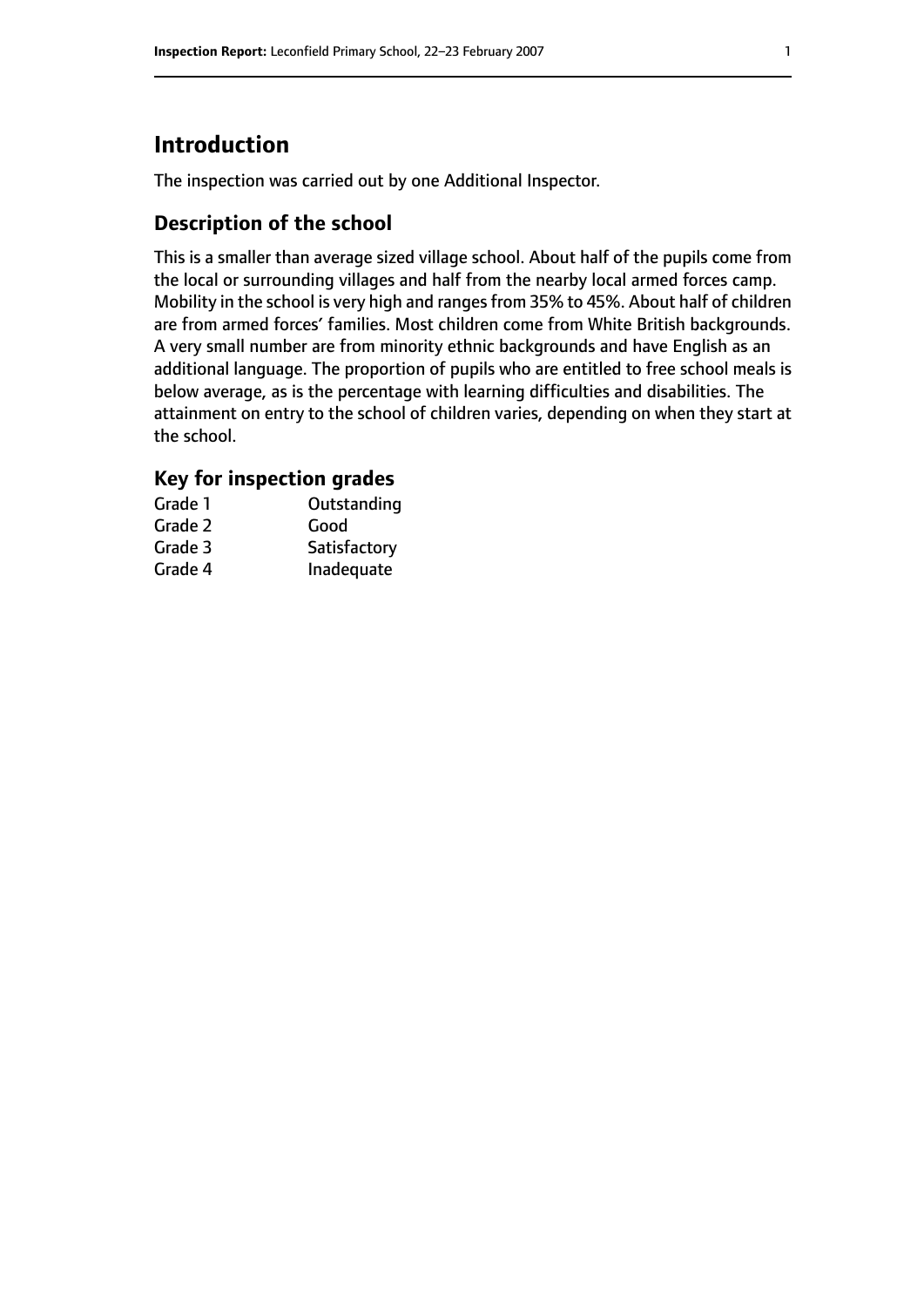# Introduction

The inspection was carried out by one Additional Inspector.

## Description of the school

This is a smaller than average sized village school. About half of the pupils come from the local or surrounding villages and half from the nearby local armed forces camp. Mobility in the school is very high and ranges from 35% to 45%. About half of children are from armed forces' families. Most children come from White British backgrounds. A very small number are from minority ethnic backgrounds and have English as an additional language. The proportion of pupils who are entitled to free school meals is below average, as is the percentage with learning difficulties and disabilities. The attainment on entry to the school of children varies, depending on when they start at the school.

### Key for inspection grades

| | |
|---|---|
| Grade 1 | Outstanding |
| Grade 2 | Good |
| Grade 3 | Satisfactory |
| Grade 4 | Inadequate |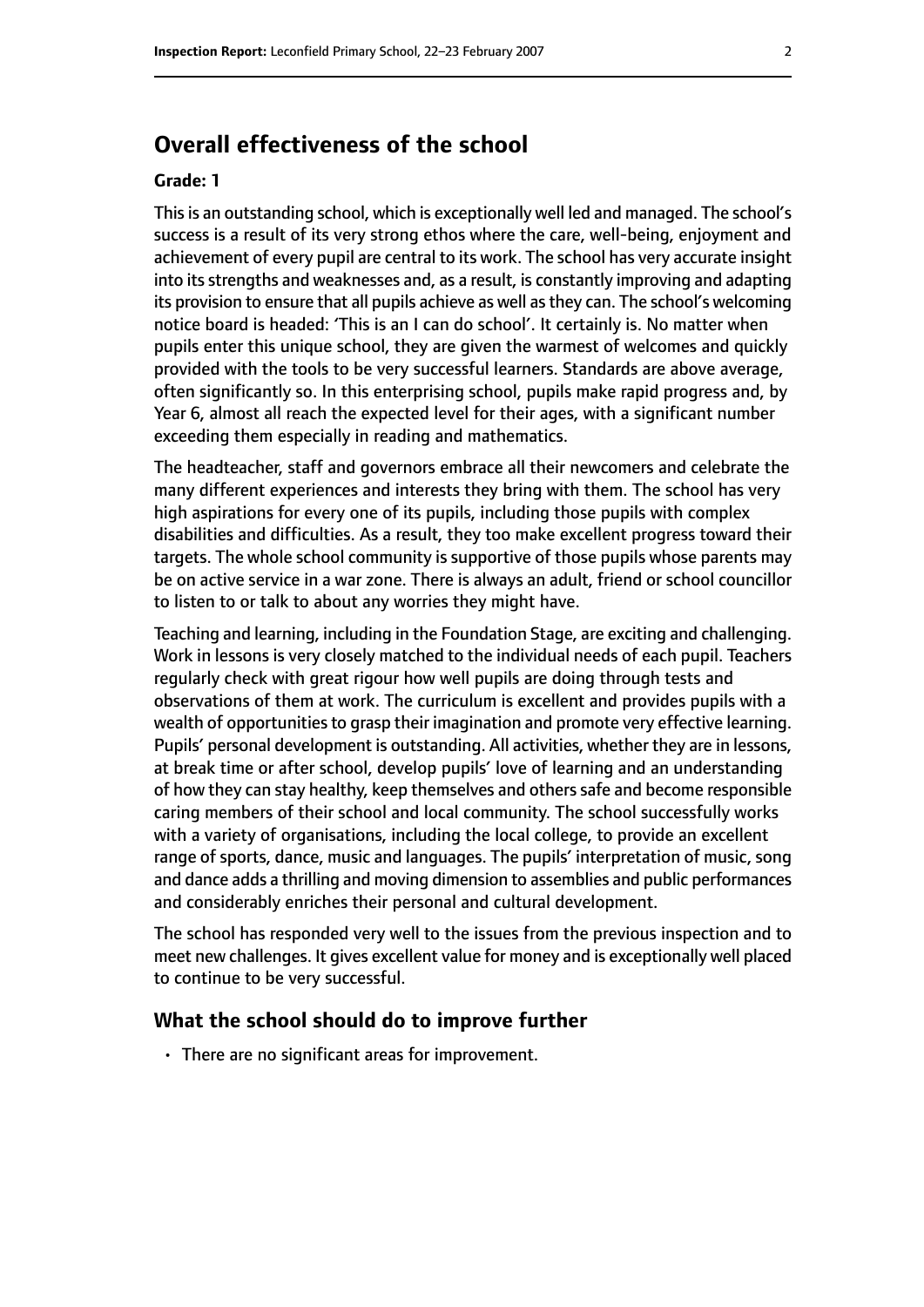## Overall effectiveness of the school

**Grade: 1**

This is an outstanding school, which is exceptionally well led and managed. The school's success is a result of its very strong ethos where the care, well-being, enjoyment and achievement of every pupil are central to its work. The school has very accurate insight into its strengths and weaknesses and, as a result, is constantly improving and adapting its provision to ensure that all pupils achieve as well as they can. The school's welcoming notice board is headed: 'This is an I can do school'. It certainly is. No matter when pupils enter this unique school, they are given the warmest of welcomes and quickly provided with the tools to be very successful learners. Standards are above average, often significantly so. In this enterprising school, pupils make rapid progress and, by Year 6, almost all reach the expected level for their ages, with a significant number exceeding them especially in reading and mathematics.

The headteacher, staff and governors embrace all their newcomers and celebrate the many different experiences and interests they bring with them. The school has very high aspirations for every one of its pupils, including those pupils with complex disabilities and difficulties. As a result, they too make excellent progress toward their targets. The whole school community is supportive of those pupils whose parents may be on active service in a war zone. There is always an adult, friend or school councillor to listen to or talk to about any worries they might have.

Teaching and learning, including in the Foundation Stage, are exciting and challenging. Work in lessons is very closely matched to the individual needs of each pupil. Teachers regularly check with great rigour how well pupils are doing through tests and observations of them at work. The curriculum is excellent and provides pupils with a wealth of opportunities to grasp their imagination and promote very effective learning. Pupils' personal development is outstanding. All activities, whether they are in lessons, at break time or after school, develop pupils' love of learning and an understanding of how they can stay healthy, keep themselves and others safe and become responsible caring members of their school and local community. The school successfully works with a variety of organisations, including the local college, to provide an excellent range of sports, dance, music and languages. The pupils' interpretation of music, song and dance adds a thrilling and moving dimension to assemblies and public performances and considerably enriches their personal and cultural development.

The school has responded very well to the issues from the previous inspection and to meet new challenges. It gives excellent value for money and is exceptionally well placed to continue to be very successful.

### What the school should do to improve further

- There are no significant areas for improvement.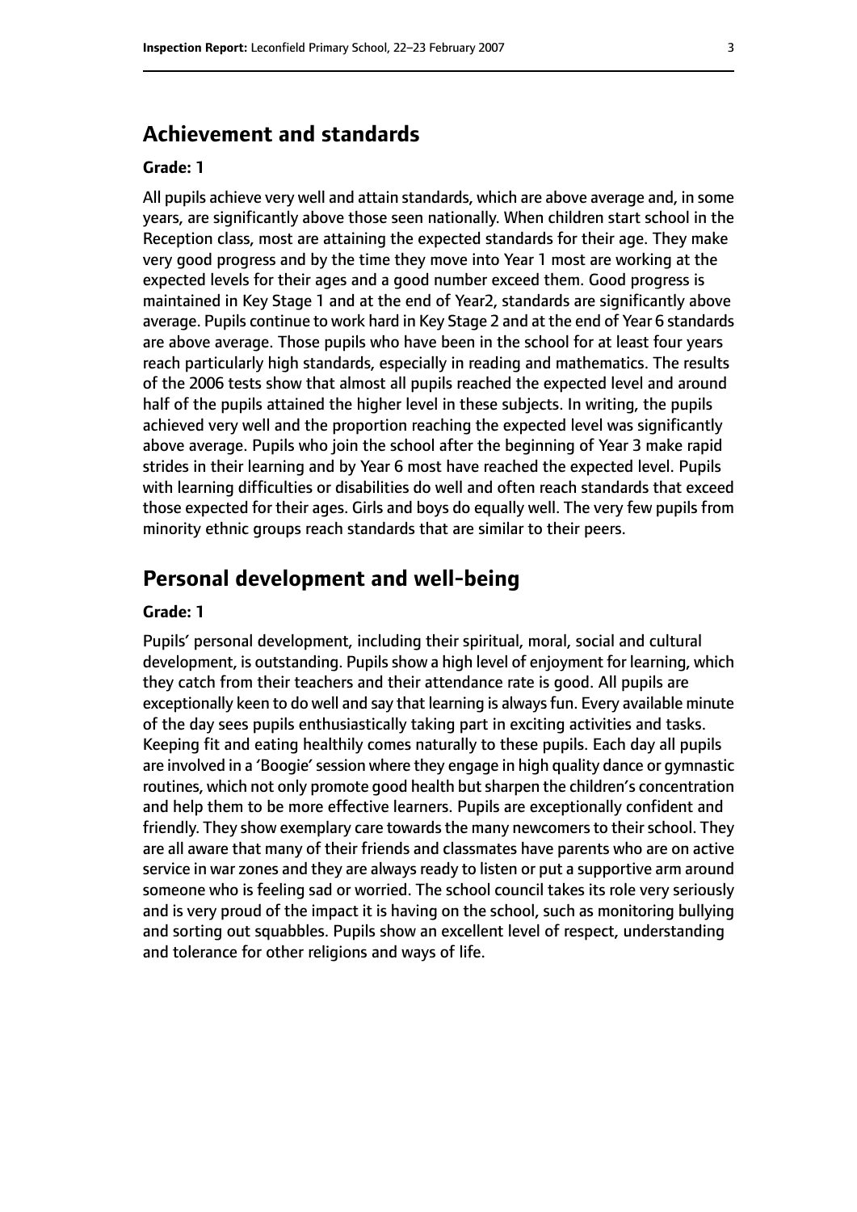## Achievement and standards

**Grade: 1**

All pupils achieve very well and attain standards, which are above average and, in some years, are significantly above those seen nationally. When children start school in the Reception class, most are attaining the expected standards for their age. They make very good progress and by the time they move into Year 1 most are working at the expected levels for their ages and a good number exceed them. Good progress is maintained in Key Stage 1 and at the end of Year2, standards are significantly above average. Pupils continue to work hard in Key Stage 2 and at the end of Year 6 standards are above average. Those pupils who have been in the school for at least four years reach particularly high standards, especially in reading and mathematics. The results of the 2006 tests show that almost all pupils reached the expected level and around half of the pupils attained the higher level in these subjects. In writing, the pupils achieved very well and the proportion reaching the expected level was significantly above average. Pupils who join the school after the beginning of Year 3 make rapid strides in their learning and by Year 6 most have reached the expected level. Pupils with learning difficulties or disabilities do well and often reach standards that exceed those expected for their ages. Girls and boys do equally well. The very few pupils from minority ethnic groups reach standards that are similar to their peers.

## Personal development and well-being

**Grade: 1**

Pupils' personal development, including their spiritual, moral, social and cultural development, is outstanding. Pupils show a high level of enjoyment for learning, which they catch from their teachers and their attendance rate is good. All pupils are exceptionally keen to do well and say that learning is always fun. Every available minute of the day sees pupils enthusiastically taking part in exciting activities and tasks. Keeping fit and eating healthily comes naturally to these pupils. Each day all pupils are involved in a 'Boogie' session where they engage in high quality dance or gymnastic routines, which not only promote good health but sharpen the children's concentration and help them to be more effective learners. Pupils are exceptionally confident and friendly. They show exemplary care towards the many newcomers to their school. They are all aware that many of their friends and classmates have parents who are on active service in war zones and they are always ready to listen or put a supportive arm around someone who is feeling sad or worried. The school council takes its role very seriously and is very proud of the impact it is having on the school, such as monitoring bullying and sorting out squabbles. Pupils show an excellent level of respect, understanding and tolerance for other religions and ways of life.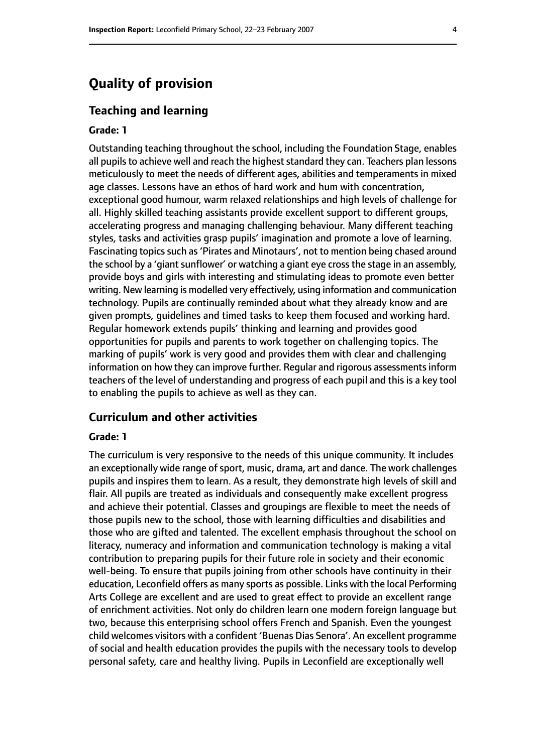## Quality of provision

### Teaching and learning

**Grade: 1**

Outstanding teaching throughout the school, including the Foundation Stage, enables all pupils to achieve well and reach the highest standard they can. Teachers plan lessons meticulously to meet the needs of different ages, abilities and temperaments in mixed age classes. Lessons have an ethos of hard work and hum with concentration, exceptional good humour, warm relaxed relationships and high levels of challenge for all. Highly skilled teaching assistants provide excellent support to different groups, accelerating progress and managing challenging behaviour. Many different teaching styles, tasks and activities grasp pupils' imagination and promote a love of learning. Fascinating topics such as 'Pirates and Minotaurs', not to mention being chased around the school by a 'giant sunflower' or watching a giant eye cross the stage in an assembly, provide boys and girls with interesting and stimulating ideas to promote even better writing. New learning is modelled very effectively, using information and communication technology. Pupils are continually reminded about what they already know and are given prompts, guidelines and timed tasks to keep them focused and working hard. Regular homework extends pupils' thinking and learning and provides good opportunities for pupils and parents to work together on challenging topics. The marking of pupils' work is very good and provides them with clear and challenging information on how they can improve further. Regular and rigorous assessments inform teachers of the level of understanding and progress of each pupil and this is a key tool to enabling the pupils to achieve as well as they can.

### Curriculum and other activities

**Grade: 1**

The curriculum is very responsive to the needs of this unique community. It includes an exceptionally wide range of sport, music, drama, art and dance. The work challenges pupils and inspires them to learn. As a result, they demonstrate high levels of skill and flair. All pupils are treated as individuals and consequently make excellent progress and achieve their potential. Classes and groupings are flexible to meet the needs of those pupils new to the school, those with learning difficulties and disabilities and those who are gifted and talented. The excellent emphasis throughout the school on literacy, numeracy and information and communication technology is making a vital contribution to preparing pupils for their future role in society and their economic well-being. To ensure that pupils joining from other schools have continuity in their education, Leconfield offers as many sports as possible. Links with the local Performing Arts College are excellent and are used to great effect to provide an excellent range of enrichment activities. Not only do children learn one modern foreign language but two, because this enterprising school offers French and Spanish. Even the youngest child welcomes visitors with a confident 'Buenas Dias Senora'. An excellent programme of social and health education provides the pupils with the necessary tools to develop personal safety, care and healthy living. Pupils in Leconfield are exceptionally well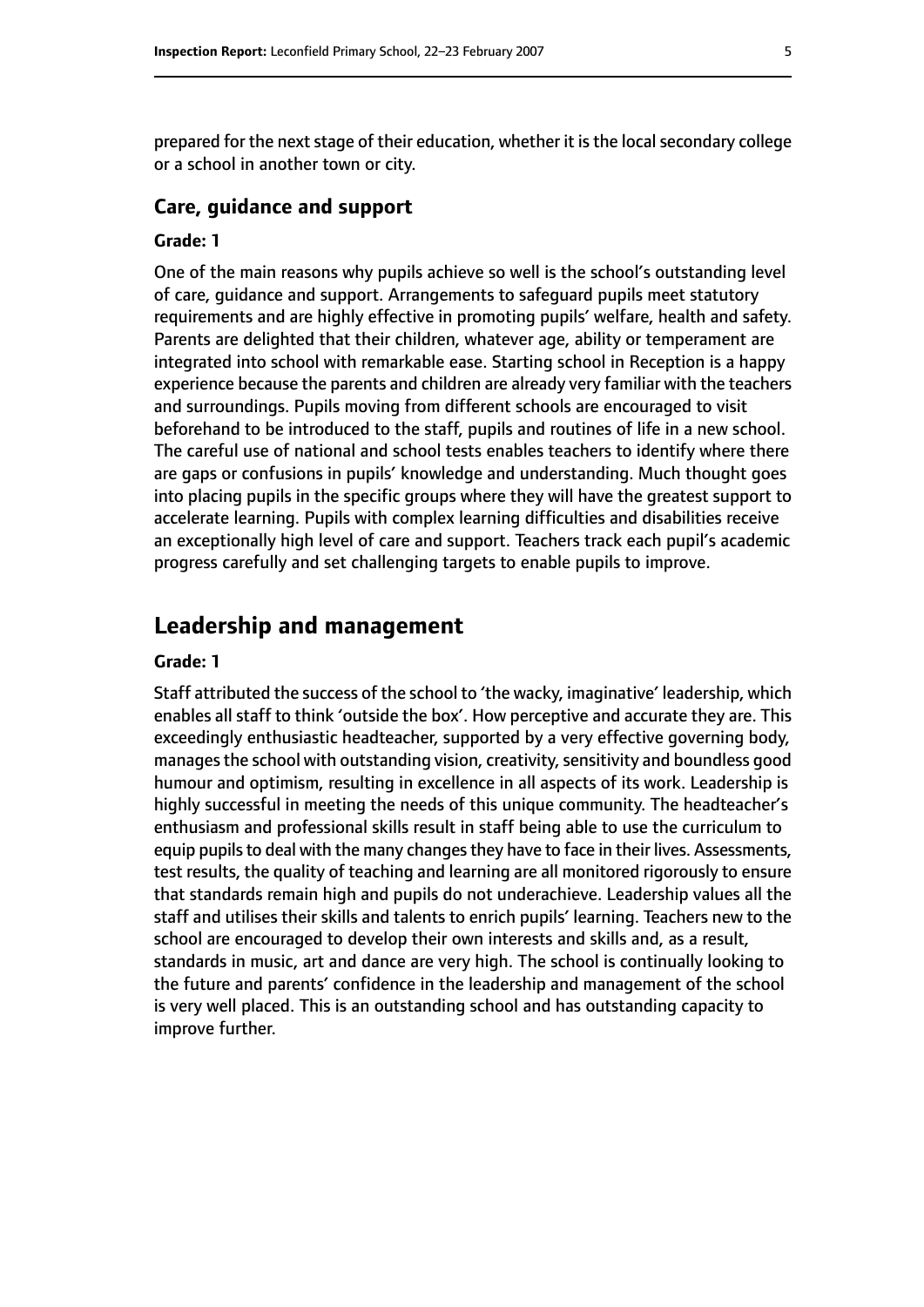prepared for the next stage of their education, whether it is the local secondary college or a school in another town or city.

### Care, guidance and support

#### Grade: 1

One of the main reasons why pupils achieve so well is the school's outstanding level of care, guidance and support. Arrangements to safeguard pupils meet statutory requirements and are highly effective in promoting pupils' welfare, health and safety. Parents are delighted that their children, whatever age, ability or temperament are integrated into school with remarkable ease. Starting school in Reception is a happy experience because the parents and children are already very familiar with the teachers and surroundings. Pupils moving from different schools are encouraged to visit beforehand to be introduced to the staff, pupils and routines of life in a new school. The careful use of national and school tests enables teachers to identify where there are gaps or confusions in pupils' knowledge and understanding. Much thought goes into placing pupils in the specific groups where they will have the greatest support to accelerate learning. Pupils with complex learning difficulties and disabilities receive an exceptionally high level of care and support. Teachers track each pupil's academic progress carefully and set challenging targets to enable pupils to improve.

## Leadership and management

#### Grade: 1

Staff attributed the success of the school to 'the wacky, imaginative' leadership, which enables all staff to think 'outside the box'. How perceptive and accurate they are. This exceedingly enthusiastic headteacher, supported by a very effective governing body, manages the school with outstanding vision, creativity, sensitivity and boundless good humour and optimism, resulting in excellence in all aspects of its work. Leadership is highly successful in meeting the needs of this unique community. The headteacher's enthusiasm and professional skills result in staff being able to use the curriculum to equip pupils to deal with the many changes they have to face in their lives. Assessments, test results, the quality of teaching and learning are all monitored rigorously to ensure that standards remain high and pupils do not underachieve. Leadership values all the staff and utilises their skills and talents to enrich pupils' learning. Teachers new to the school are encouraged to develop their own interests and skills and, as a result, standards in music, art and dance are very high. The school is continually looking to the future and parents' confidence in the leadership and management of the school is very well placed. This is an outstanding school and has outstanding capacity to improve further.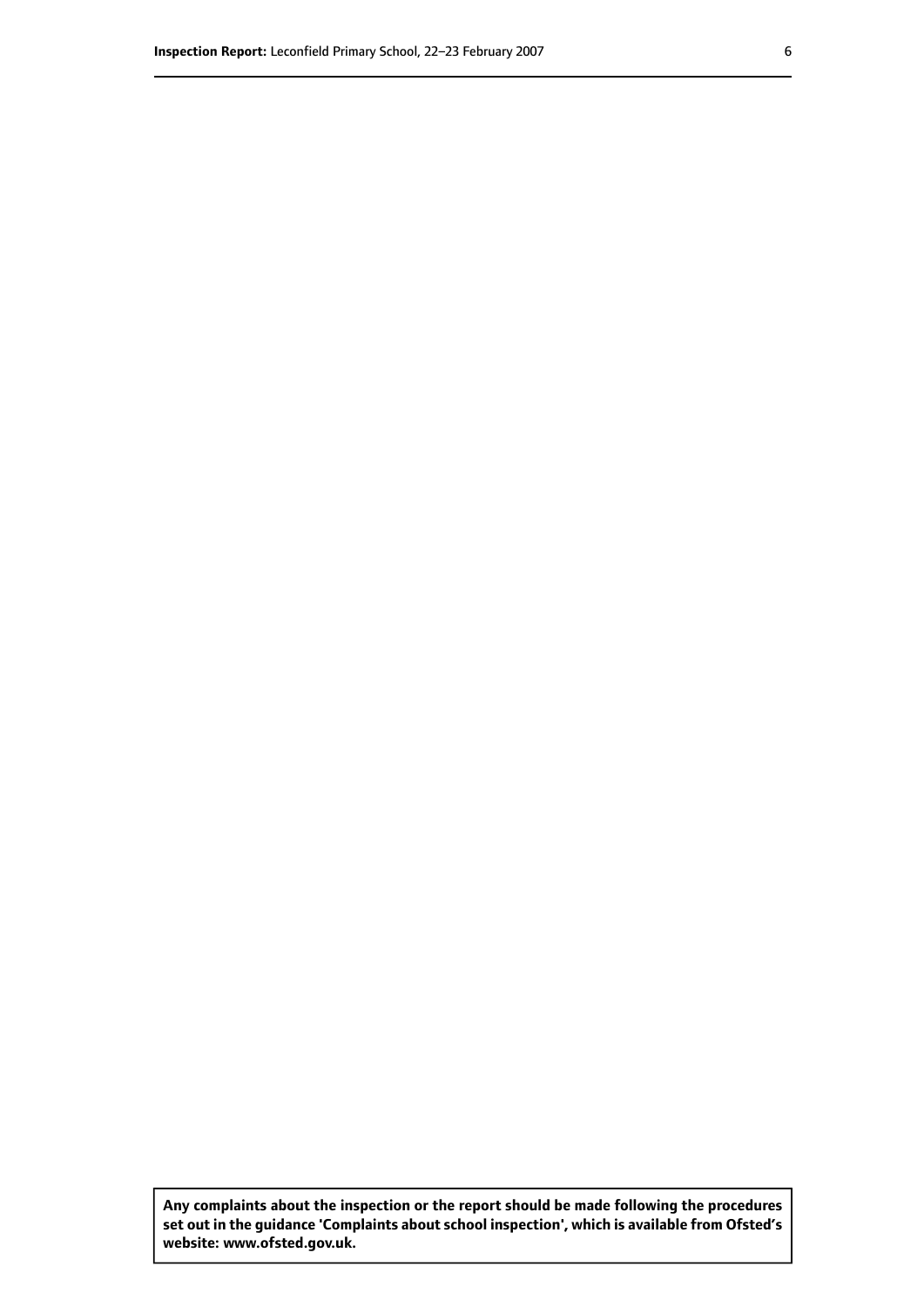**Any complaints about the inspection or the report should be made following the procedures set out in the guidance 'Complaints about school inspection', which is available from Ofsted's website: www.ofsted.gov.uk.**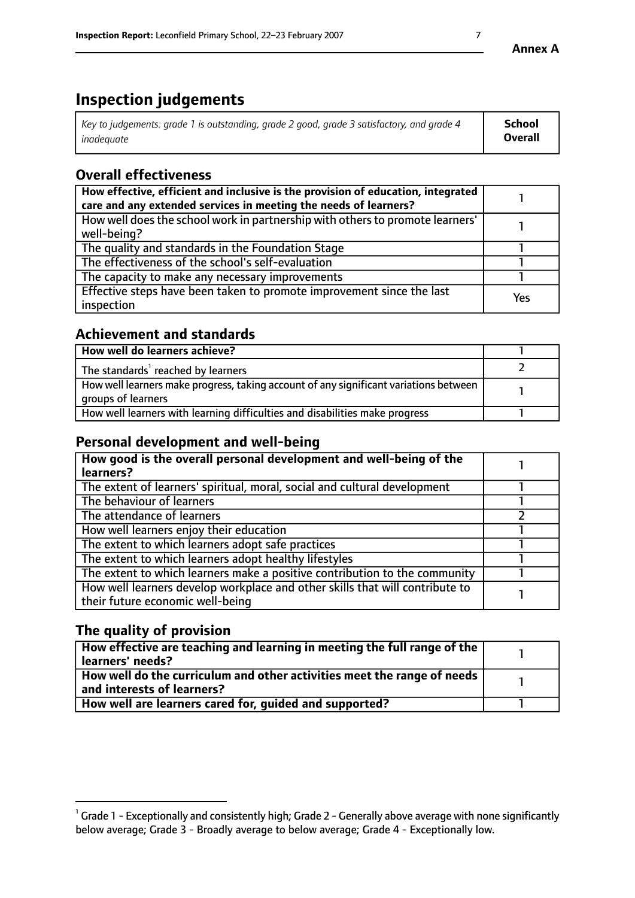# Inspection judgements

| *Key to judgements: grade 1 is outstanding, grade 2 good, grade 3 satisfactory, and grade 4 inadequate* | **School Overall** |
|---|---|

## Overall effectiveness

| | |
|---|---|
| **How effective, efficient and inclusive is the provision of education, integrated care and any extended services in meeting the needs of learners?** | 1 |
| How well does the school work in partnership with others to promote learners' well-being? | 1 |
| The quality and standards in the Foundation Stage | 1 |
| The effectiveness of the school's self-evaluation | 1 |
| The capacity to make any necessary improvements | 1 |
| Effective steps have been taken to promote improvement since the last inspection | Yes |

## Achievement and standards

| | |
|---|---|
| **How well do learners achieve?** | 1 |
| The standards[1] reached by learners | 2 |
| How well learners make progress, taking account of any significant variations between groups of learners | 1 |
| How well learners with learning difficulties and disabilities make progress | 1 |

## Personal development and well-being

| | |
|---|---|
| **How good is the overall personal development and well-being of the learners?** | 1 |
| The extent of learners' spiritual, moral, social and cultural development | 1 |
| The behaviour of learners | 1 |
| The attendance of learners | 2 |
| How well learners enjoy their education | 1 |
| The extent to which learners adopt safe practices | 1 |
| The extent to which learners adopt healthy lifestyles | 1 |
| The extent to which learners make a positive contribution to the community | 1 |
| How well learners develop workplace and other skills that will contribute to their future economic well-being | 1 |

## The quality of provision

| | |
|---|---|
| **How effective are teaching and learning in meeting the full range of the learners' needs?** | 1 |
| **How well do the curriculum and other activities meet the range of needs and interests of learners?** | 1 |
| **How well are learners cared for, guided and supported?** | 1 |

[1] Grade 1 - Exceptionally and consistently high; Grade 2 - Generally above average with none significantly below average; Grade 3 - Broadly average to below average; Grade 4 - Exceptionally low.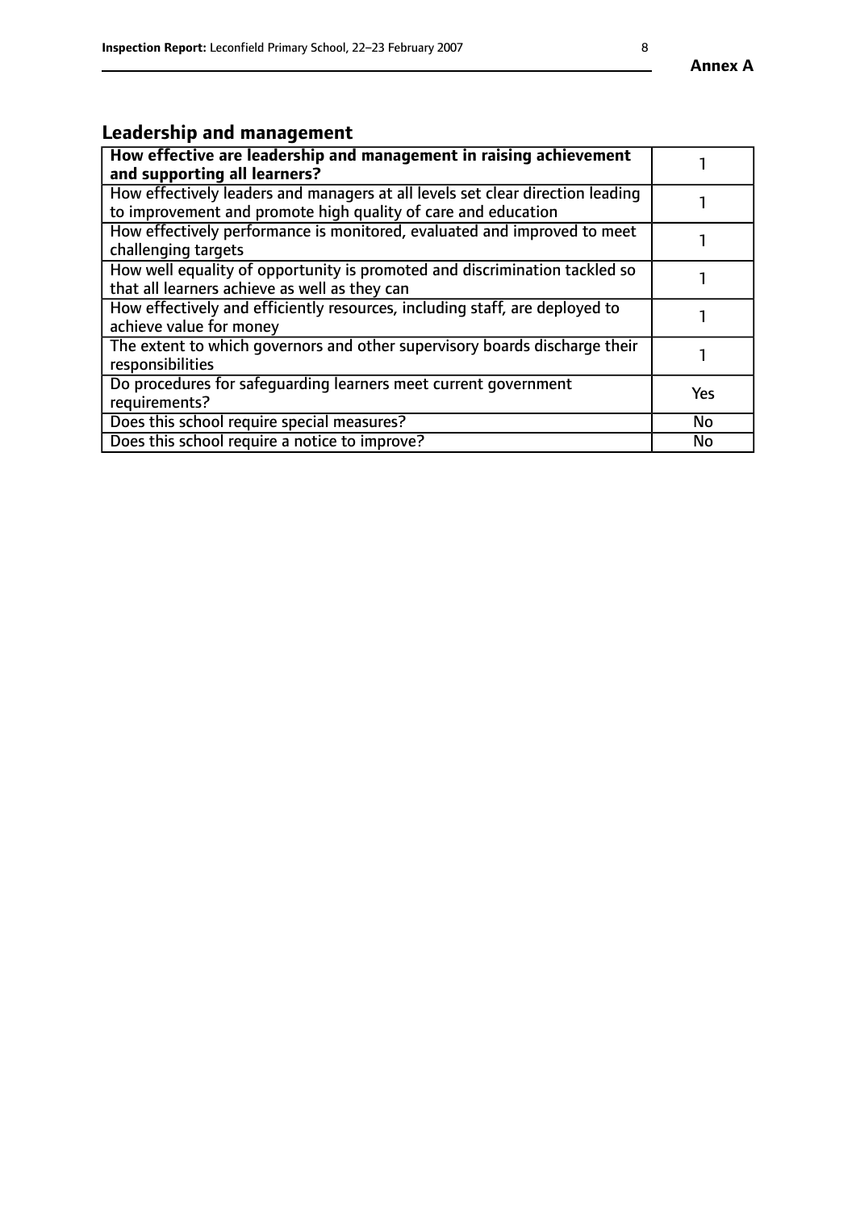## Leadership and management

| **How effective are leadership and management in raising achievement and supporting all learners?** | 1 |
|---|---|
| How effectively leaders and managers at all levels set clear direction leading to improvement and promote high quality of care and education | 1 |
| How effectively performance is monitored, evaluated and improved to meet challenging targets | 1 |
| How well equality of opportunity is promoted and discrimination tackled so that all learners achieve as well as they can | 1 |
| How effectively and efficiently resources, including staff, are deployed to achieve value for money | 1 |
| The extent to which governors and other supervisory boards discharge their responsibilities | 1 |
| Do procedures for safeguarding learners meet current government requirements? | Yes |
| Does this school require special measures? | No |
| Does this school require a notice to improve? | No |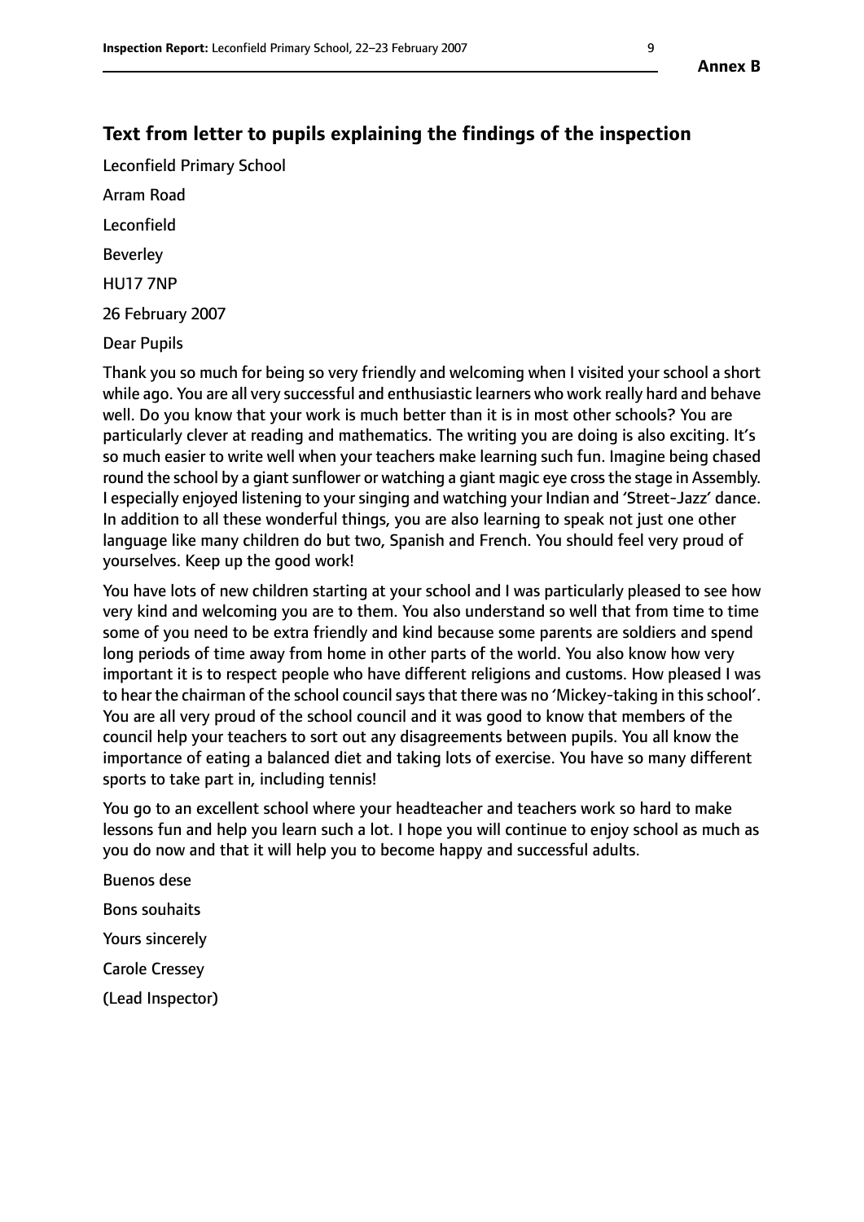## Text from letter to pupils explaining the findings of the inspection

Leconfield Primary School

Arram Road

Leconfield

Beverley

HU17 7NP

26 February 2007

Dear Pupils

Thank you so much for being so very friendly and welcoming when I visited your school a short while ago. You are all very successful and enthusiastic learners who work really hard and behave well. Do you know that your work is much better than it is in most other schools? You are particularly clever at reading and mathematics. The writing you are doing is also exciting. It's so much easier to write well when your teachers make learning such fun. Imagine being chased round the school by a giant sunflower or watching a giant magic eye cross the stage in Assembly. I especially enjoyed listening to your singing and watching your Indian and 'Street-Jazz' dance. In addition to all these wonderful things, you are also learning to speak not just one other language like many children do but two, Spanish and French. You should feel very proud of yourselves. Keep up the good work!

You have lots of new children starting at your school and I was particularly pleased to see how very kind and welcoming you are to them. You also understand so well that from time to time some of you need to be extra friendly and kind because some parents are soldiers and spend long periods of time away from home in other parts of the world. You also know how very important it is to respect people who have different religions and customs. How pleased I was to hear the chairman of the school council says that there was no 'Mickey-taking in this school'. You are all very proud of the school council and it was good to know that members of the council help your teachers to sort out any disagreements between pupils. You all know the importance of eating a balanced diet and taking lots of exercise. You have so many different sports to take part in, including tennis!

You go to an excellent school where your headteacher and teachers work so hard to make lessons fun and help you learn such a lot. I hope you will continue to enjoy school as much as you do now and that it will help you to become happy and successful adults.

Buenos dese

Bons souhaits

Yours sincerely

Carole Cressey

(Lead Inspector)